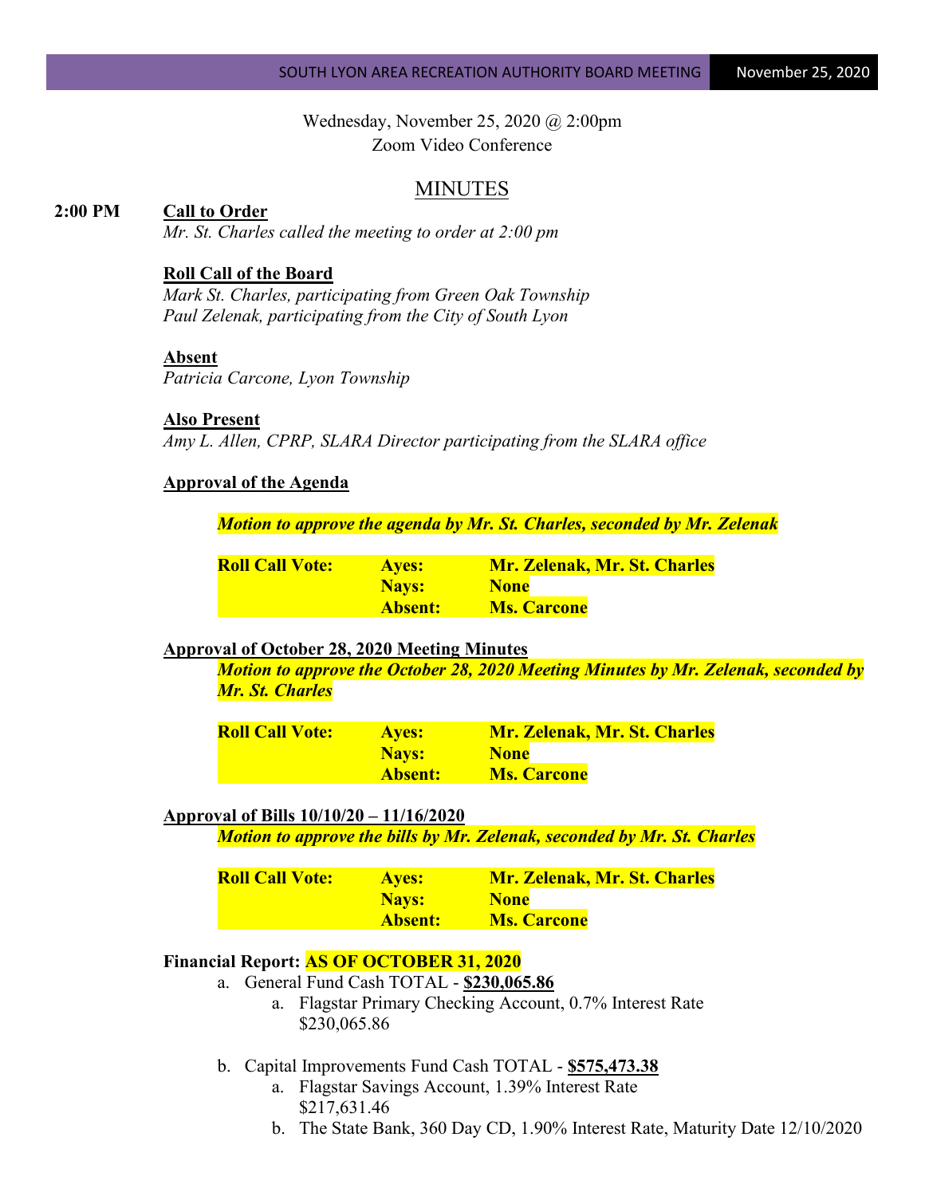Wednesday, November 25, 2020 @ 2:00pm
Zoom Video Conference

# MINUTES

**2:00 PM** **Call to Order**

*Mr. St. Charles called the meeting to order at 2:00 pm*

**Roll Call of the Board**

*Mark St. Charles, participating from Green Oak Township*
*Paul Zelenak, participating from the City of South Lyon*

**Absent**

*Patricia Carcone, Lyon Township*

**Also Present**

*Amy L. Allen, CPRP, SLARA Director participating from the SLARA office*

**Approval of the Agenda**

***Motion to approve the agenda by Mr. St. Charles, seconded by Mr. Zelenak***

| **Roll Call Vote:** | **Ayes:** | **Mr. Zelenak, Mr. St. Charles** |
|---|---|---|
| | **Nays:** | **None** |
| | **Absent:** | **Ms. Carcone** |

**Approval of October 28, 2020 Meeting Minutes**

***Motion to approve the October 28, 2020 Meeting Minutes by Mr. Zelenak, seconded by Mr. St. Charles***

| **Roll Call Vote:** | **Ayes:** | **Mr. Zelenak, Mr. St. Charles** |
|---|---|---|
| | **Nays:** | **None** |
| | **Absent:** | **Ms. Carcone** |

**Approval of Bills 10/10/20 – 11/16/2020**

***Motion to approve the bills by Mr. Zelenak, seconded by Mr. St. Charles***

| **Roll Call Vote:** | **Ayes:** | **Mr. Zelenak, Mr. St. Charles** |
|---|---|---|
| | **Nays:** | **None** |
| | **Absent:** | **Ms. Carcone** |

**Financial Report: AS OF OCTOBER 31, 2020**

a. General Fund Cash TOTAL - **$230,065.86**
   a. Flagstar Primary Checking Account, 0.7% Interest Rate
      $230,065.86

b. Capital Improvements Fund Cash TOTAL - **$575,473.38**
   a. Flagstar Savings Account, 1.39% Interest Rate
      $217,631.46
   b. The State Bank, 360 Day CD, 1.90% Interest Rate, Maturity Date 12/10/2020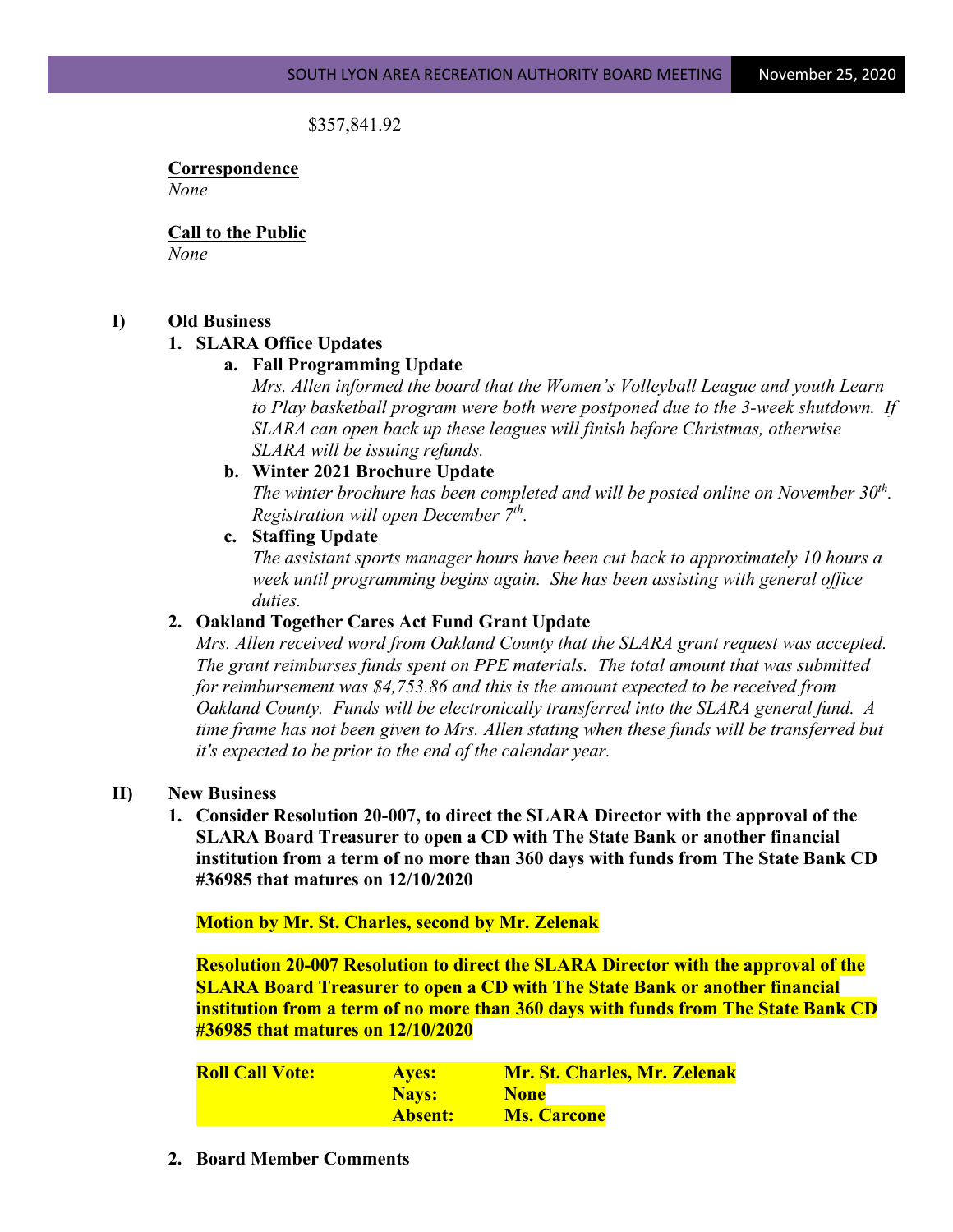$357,841.92

**Correspondence**

*None*

**Call to the Public**

*None*

**I) Old Business**

**1. SLARA Office Updates**

**a. Fall Programming Update**

*Mrs. Allen informed the board that the Women's Volleyball League and youth Learn to Play basketball program were both were postponed due to the 3-week shutdown. If SLARA can open back up these leagues will finish before Christmas, otherwise SLARA will be issuing refunds.*

**b. Winter 2021 Brochure Update**

*The winter brochure has been completed and will be posted online on November 30th. Registration will open December 7th.*

**c. Staffing Update**

*The assistant sports manager hours have been cut back to approximately 10 hours a week until programming begins again. She has been assisting with general office duties.*

**2. Oakland Together Cares Act Fund Grant Update**

*Mrs. Allen received word from Oakland County that the SLARA grant request was accepted. The grant reimburses funds spent on PPE materials. The total amount that was submitted for reimbursement was $4,753.86 and this is the amount expected to be received from Oakland County. Funds will be electronically transferred into the SLARA general fund. A time frame has not been given to Mrs. Allen stating when these funds will be transferred but it's expected to be prior to the end of the calendar year.*

**II) New Business**

**1. Consider Resolution 20-007, to direct the SLARA Director with the approval of the SLARA Board Treasurer to open a CD with The State Bank or another financial institution from a term of no more than 360 days with funds from The State Bank CD #36985 that matures on 12/10/2020**

**Motion by Mr. St. Charles, second by Mr. Zelenak**

**Resolution 20-007 Resolution to direct the SLARA Director with the approval of the SLARA Board Treasurer to open a CD with The State Bank or another financial institution from a term of no more than 360 days with funds from The State Bank CD #36985 that matures on 12/10/2020**

| **Roll Call Vote:** | **Ayes:** | **Mr. St. Charles, Mr. Zelenak** |
|---|---|---|
| | **Nays:** | **None** |
| | **Absent:** | **Ms. Carcone** |

**2. Board Member Comments**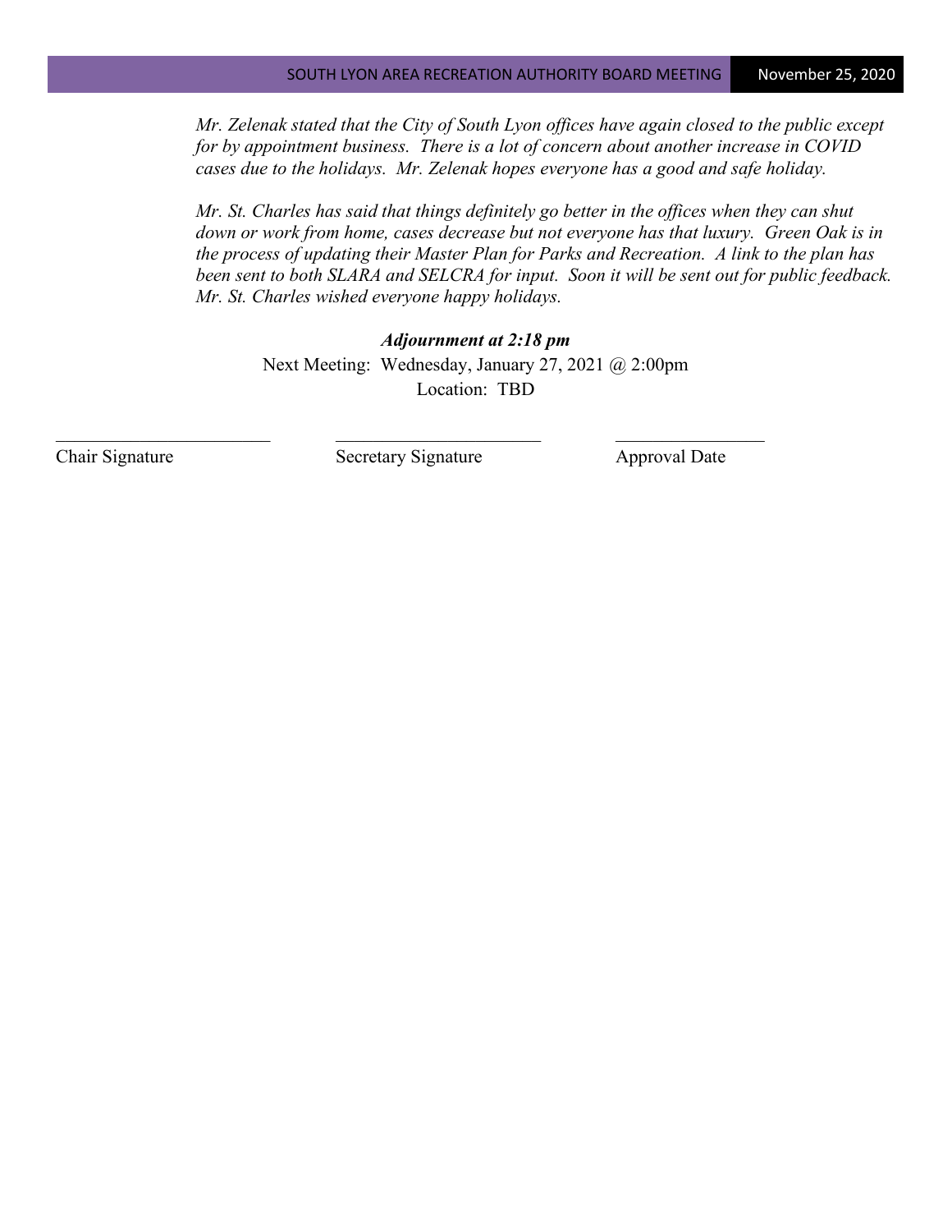*Mr. Zelenak stated that the City of South Lyon offices have again closed to the public except for by appointment business. There is a lot of concern about another increase in COVID cases due to the holidays. Mr. Zelenak hopes everyone has a good and safe holiday.*

*Mr. St. Charles has said that things definitely go better in the offices when they can shut down or work from home, cases decrease but not everyone has that luxury. Green Oak is in the process of updating their Master Plan for Parks and Recreation. A link to the plan has been sent to both SLARA and SELCRA for input. Soon it will be sent out for public feedback. Mr. St. Charles wished everyone happy holidays.*

***Adjournment at 2:18 pm***

Next Meeting: Wednesday, January 27, 2021 @ 2:00pm

Location: TBD

_______________________ _______________________ ________________

Chair Signature Secretary Signature Approval Date